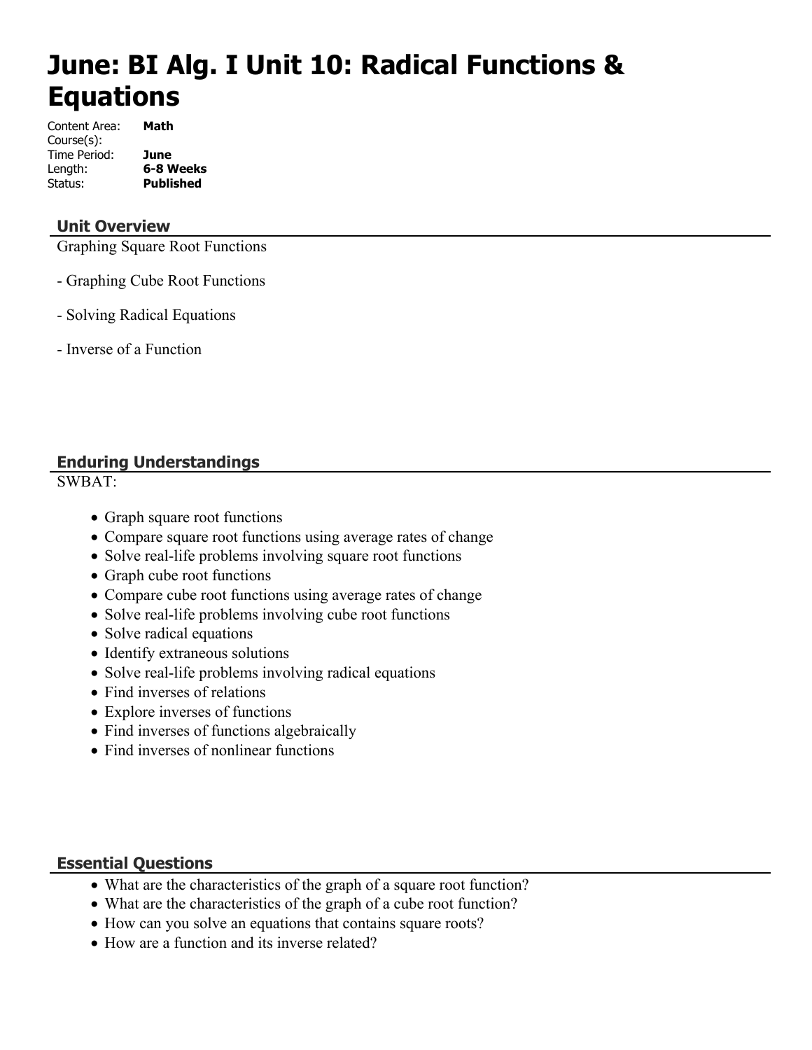# June: BI Alg. I Unit 10: Radical Functions & Equations

Content Area: **Math**
Course(s):
Time Period: **June**
Length: **6-8 Weeks**
Status: **Published**

## Unit Overview

Graphing Square Root Functions

- Graphing Cube Root Functions

- Solving Radical Equations

- Inverse of a Function

## Enduring Understandings

SWBAT:

- Graph square root functions
- Compare square root functions using average rates of change
- Solve real-life problems involving square root functions
- Graph cube root functions
- Compare cube root functions using average rates of change
- Solve real-life problems involving cube root functions
- Solve radical equations
- Identify extraneous solutions
- Solve real-life problems involving radical equations
- Find inverses of relations
- Explore inverses of functions
- Find inverses of functions algebraically
- Find inverses of nonlinear functions

## Essential Questions

- What are the characteristics of the graph of a square root function?
- What are the characteristics of the graph of a cube root function?
- How can you solve an equations that contains square roots?
- How are a function and its inverse related?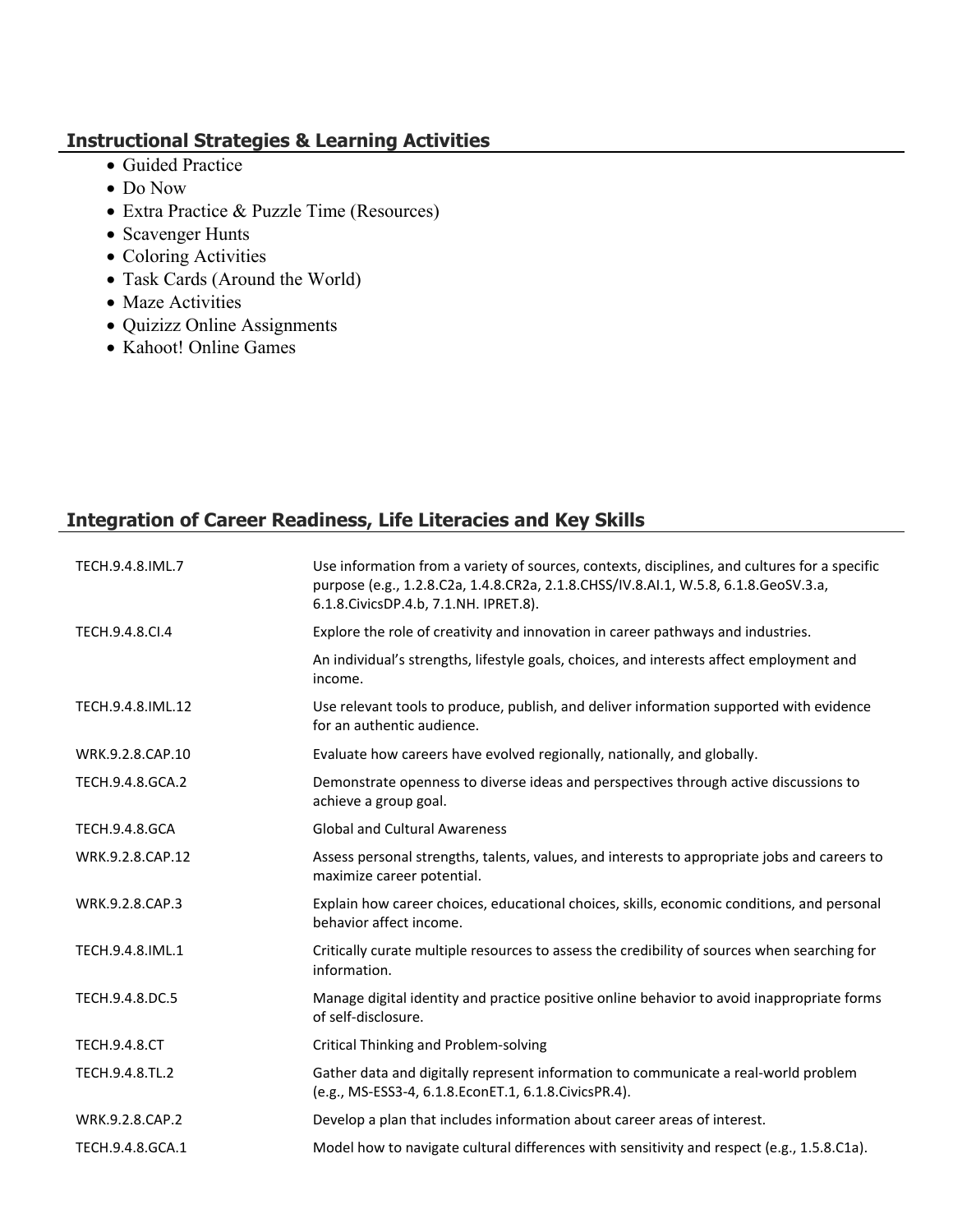## Instructional Strategies & Learning Activities

- Guided Practice
- Do Now
- Extra Practice & Puzzle Time (Resources)
- Scavenger Hunts
- Coloring Activities
- Task Cards (Around the World)
- Maze Activities
- Quizizz Online Assignments
- Kahoot! Online Games

## Integration of Career Readiness, Life Literacies and Key Skills

| | |
|---|---|
| TECH.9.4.8.IML.7 | Use information from a variety of sources, contexts, disciplines, and cultures for a specific purpose (e.g., 1.2.8.C2a, 1.4.8.CR2a, 2.1.8.CHSS/IV.8.AI.1, W.5.8, 6.1.8.GeoSV.3.a, 6.1.8.CivicsDP.4.b, 7.1.NH. IPRET.8). |
| TECH.9.4.8.CI.4 | Explore the role of creativity and innovation in career pathways and industries. |
| | An individual's strengths, lifestyle goals, choices, and interests affect employment and income. |
| TECH.9.4.8.IML.12 | Use relevant tools to produce, publish, and deliver information supported with evidence for an authentic audience. |
| WRK.9.2.8.CAP.10 | Evaluate how careers have evolved regionally, nationally, and globally. |
| TECH.9.4.8.GCA.2 | Demonstrate openness to diverse ideas and perspectives through active discussions to achieve a group goal. |
| TECH.9.4.8.GCA | Global and Cultural Awareness |
| WRK.9.2.8.CAP.12 | Assess personal strengths, talents, values, and interests to appropriate jobs and careers to maximize career potential. |
| WRK.9.2.8.CAP.3 | Explain how career choices, educational choices, skills, economic conditions, and personal behavior affect income. |
| TECH.9.4.8.IML.1 | Critically curate multiple resources to assess the credibility of sources when searching for information. |
| TECH.9.4.8.DC.5 | Manage digital identity and practice positive online behavior to avoid inappropriate forms of self-disclosure. |
| TECH.9.4.8.CT | Critical Thinking and Problem-solving |
| TECH.9.4.8.TL.2 | Gather data and digitally represent information to communicate a real-world problem (e.g., MS-ESS3-4, 6.1.8.EconET.1, 6.1.8.CivicsPR.4). |
| WRK.9.2.8.CAP.2 | Develop a plan that includes information about career areas of interest. |
| TECH.9.4.8.GCA.1 | Model how to navigate cultural differences with sensitivity and respect (e.g., 1.5.8.C1a). |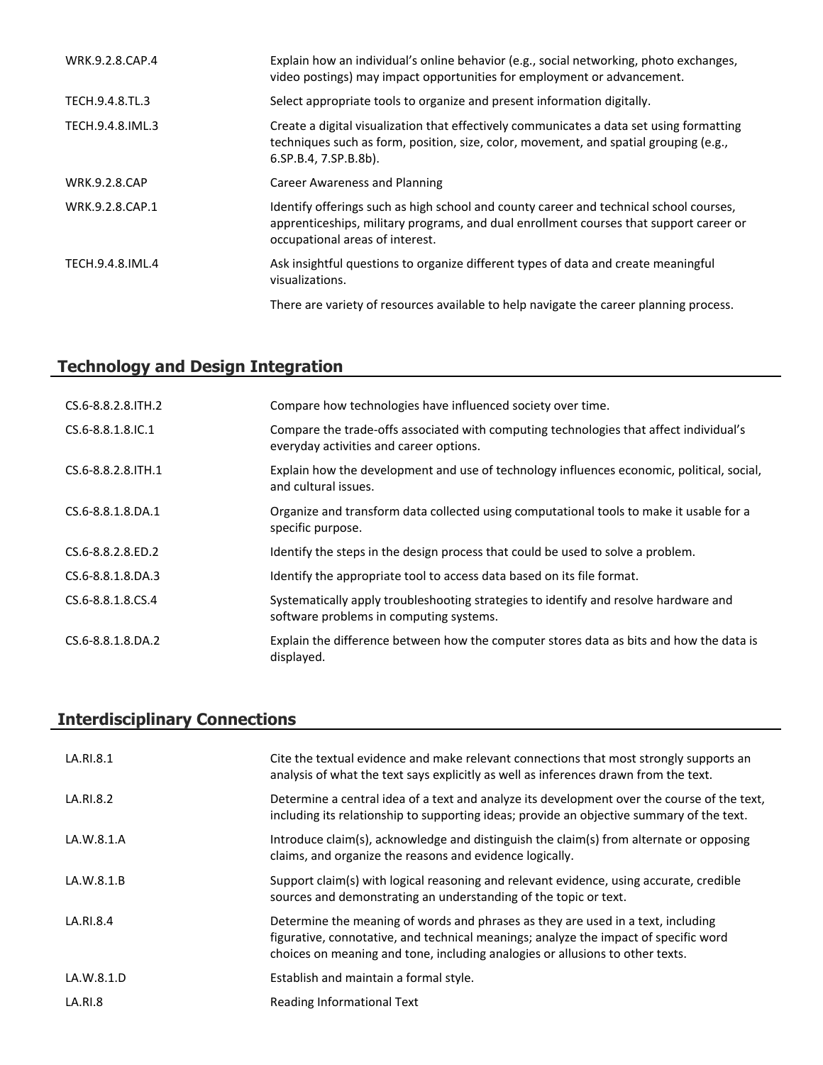| | |
|---|---|
| WRK.9.2.8.CAP.4 | Explain how an individual's online behavior (e.g., social networking, photo exchanges, video postings) may impact opportunities for employment or advancement. |
| TECH.9.4.8.TL.3 | Select appropriate tools to organize and present information digitally. |
| TECH.9.4.8.IML.3 | Create a digital visualization that effectively communicates a data set using formatting techniques such as form, position, size, color, movement, and spatial grouping (e.g., 6.SP.B.4, 7.SP.B.8b). |
| WRK.9.2.8.CAP | Career Awareness and Planning |
| WRK.9.2.8.CAP.1 | Identify offerings such as high school and county career and technical school courses, apprenticeships, military programs, and dual enrollment courses that support career or occupational areas of interest. |
| TECH.9.4.8.IML.4 | Ask insightful questions to organize different types of data and create meaningful visualizations. |
| | There are variety of resources available to help navigate the career planning process. |

## Technology and Design Integration

| | |
|---|---|
| CS.6-8.8.2.8.ITH.2 | Compare how technologies have influenced society over time. |
| CS.6-8.8.1.8.IC.1 | Compare the trade-offs associated with computing technologies that affect individual's everyday activities and career options. |
| CS.6-8.8.2.8.ITH.1 | Explain how the development and use of technology influences economic, political, social, and cultural issues. |
| CS.6-8.8.1.8.DA.1 | Organize and transform data collected using computational tools to make it usable for a specific purpose. |
| CS.6-8.8.2.8.ED.2 | Identify the steps in the design process that could be used to solve a problem. |
| CS.6-8.8.1.8.DA.3 | Identify the appropriate tool to access data based on its file format. |
| CS.6-8.8.1.8.CS.4 | Systematically apply troubleshooting strategies to identify and resolve hardware and software problems in computing systems. |
| CS.6-8.8.1.8.DA.2 | Explain the difference between how the computer stores data as bits and how the data is displayed. |

## Interdisciplinary Connections

| | |
|---|---|
| LA.RI.8.1 | Cite the textual evidence and make relevant connections that most strongly supports an analysis of what the text says explicitly as well as inferences drawn from the text. |
| LA.RI.8.2 | Determine a central idea of a text and analyze its development over the course of the text, including its relationship to supporting ideas; provide an objective summary of the text. |
| LA.W.8.1.A | Introduce claim(s), acknowledge and distinguish the claim(s) from alternate or opposing claims, and organize the reasons and evidence logically. |
| LA.W.8.1.B | Support claim(s) with logical reasoning and relevant evidence, using accurate, credible sources and demonstrating an understanding of the topic or text. |
| LA.RI.8.4 | Determine the meaning of words and phrases as they are used in a text, including figurative, connotative, and technical meanings; analyze the impact of specific word choices on meaning and tone, including analogies or allusions to other texts. |
| LA.W.8.1.D | Establish and maintain a formal style. |
| LA.RI.8 | Reading Informational Text |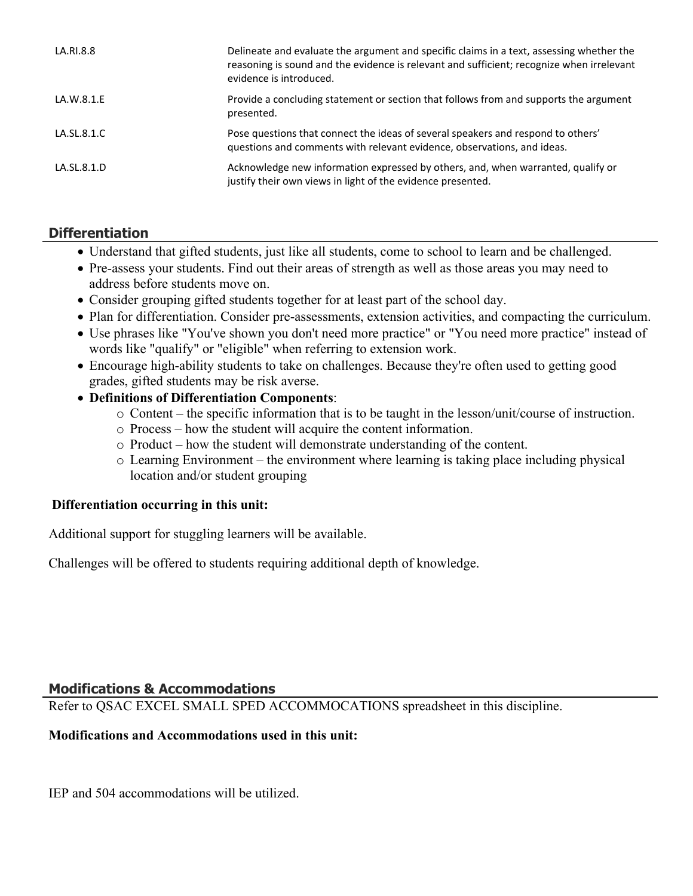| | |
|---|---|
| LA.RI.8.8 | Delineate and evaluate the argument and specific claims in a text, assessing whether the reasoning is sound and the evidence is relevant and sufficient; recognize when irrelevant evidence is introduced. |
| LA.W.8.1.E | Provide a concluding statement or section that follows from and supports the argument presented. |
| LA.SL.8.1.C | Pose questions that connect the ideas of several speakers and respond to others' questions and comments with relevant evidence, observations, and ideas. |
| LA.SL.8.1.D | Acknowledge new information expressed by others, and, when warranted, qualify or justify their own views in light of the evidence presented. |

## Differentiation

- Understand that gifted students, just like all students, come to school to learn and be challenged.
- Pre-assess your students. Find out their areas of strength as well as those areas you may need to address before students move on.
- Consider grouping gifted students together for at least part of the school day.
- Plan for differentiation. Consider pre-assessments, extension activities, and compacting the curriculum.
- Use phrases like "You've shown you don't need more practice" or "You need more practice" instead of words like "qualify" or "eligible" when referring to extension work.
- Encourage high-ability students to take on challenges. Because they're often used to getting good grades, gifted students may be risk averse.
- **Definitions of Differentiation Components**:
  - Content – the specific information that is to be taught in the lesson/unit/course of instruction.
  - Process – how the student will acquire the content information.
  - Product – how the student will demonstrate understanding of the content.
  - Learning Environment – the environment where learning is taking place including physical location and/or student grouping

**Differentiation occurring in this unit:**

Additional support for stuggling learners will be available.

Challenges will be offered to students requiring additional depth of knowledge.

## Modifications & Accommodations

Refer to QSAC EXCEL SMALL SPED ACCOMMOCATIONS spreadsheet in this discipline.

**Modifications and Accommodations used in this unit:**

IEP and 504 accommodations will be utilized.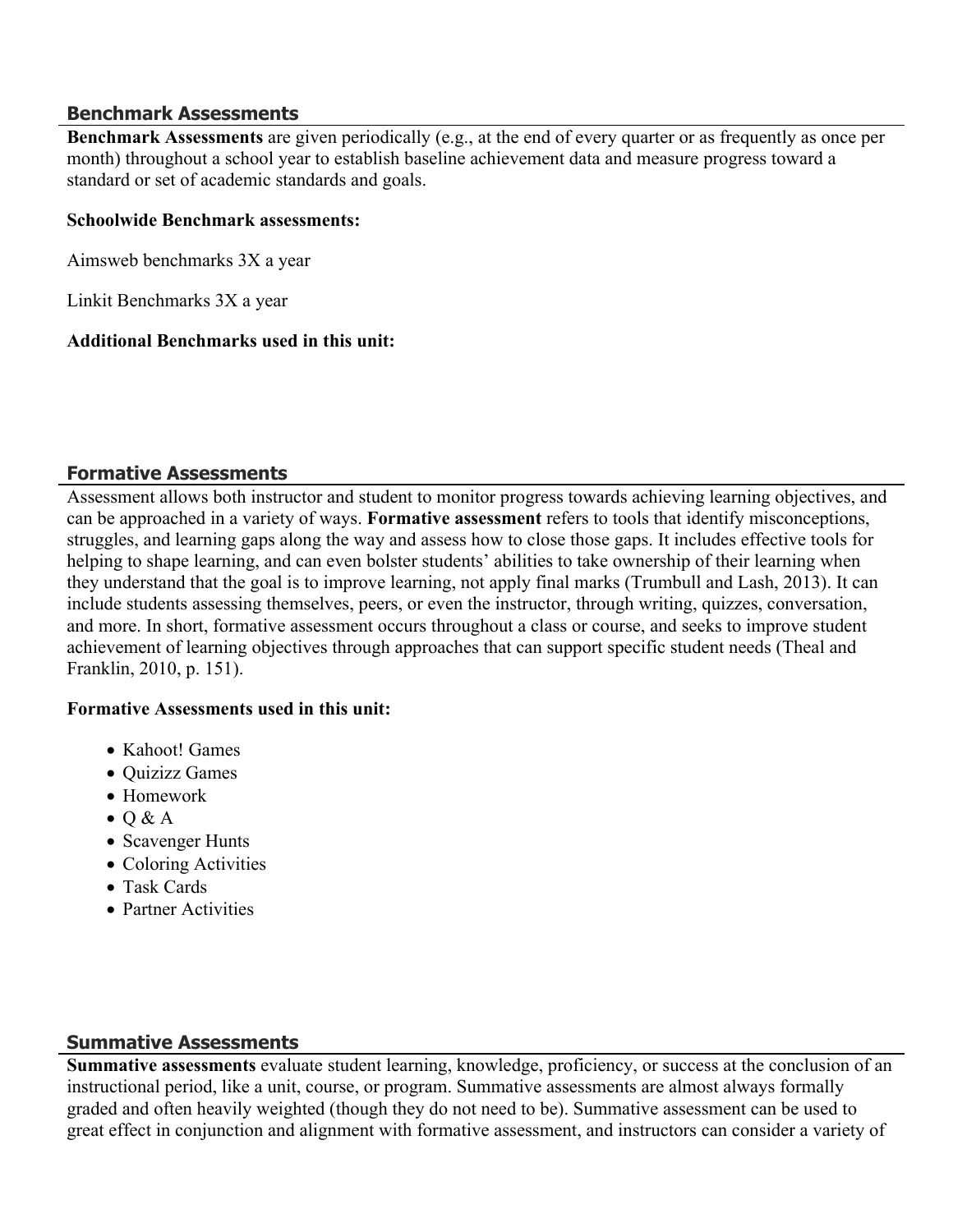## Benchmark Assessments

**Benchmark Assessments** are given periodically (e.g., at the end of every quarter or as frequently as once per month) throughout a school year to establish baseline achievement data and measure progress toward a standard or set of academic standards and goals.

**Schoolwide Benchmark assessments:**

Aimsweb benchmarks 3X a year

Linkit Benchmarks 3X a year

**Additional Benchmarks used in this unit:**

## Formative Assessments

Assessment allows both instructor and student to monitor progress towards achieving learning objectives, and can be approached in a variety of ways. **Formative assessment** refers to tools that identify misconceptions, struggles, and learning gaps along the way and assess how to close those gaps. It includes effective tools for helping to shape learning, and can even bolster students' abilities to take ownership of their learning when they understand that the goal is to improve learning, not apply final marks (Trumbull and Lash, 2013). It can include students assessing themselves, peers, or even the instructor, through writing, quizzes, conversation, and more. In short, formative assessment occurs throughout a class or course, and seeks to improve student achievement of learning objectives through approaches that can support specific student needs (Theal and Franklin, 2010, p. 151).

**Formative Assessments used in this unit:**

- Kahoot! Games
- Quizizz Games
- Homework
- Q & A
- Scavenger Hunts
- Coloring Activities
- Task Cards
- Partner Activities

## Summative Assessments

**Summative assessments** evaluate student learning, knowledge, proficiency, or success at the conclusion of an instructional period, like a unit, course, or program. Summative assessments are almost always formally graded and often heavily weighted (though they do not need to be). Summative assessment can be used to great effect in conjunction and alignment with formative assessment, and instructors can consider a variety of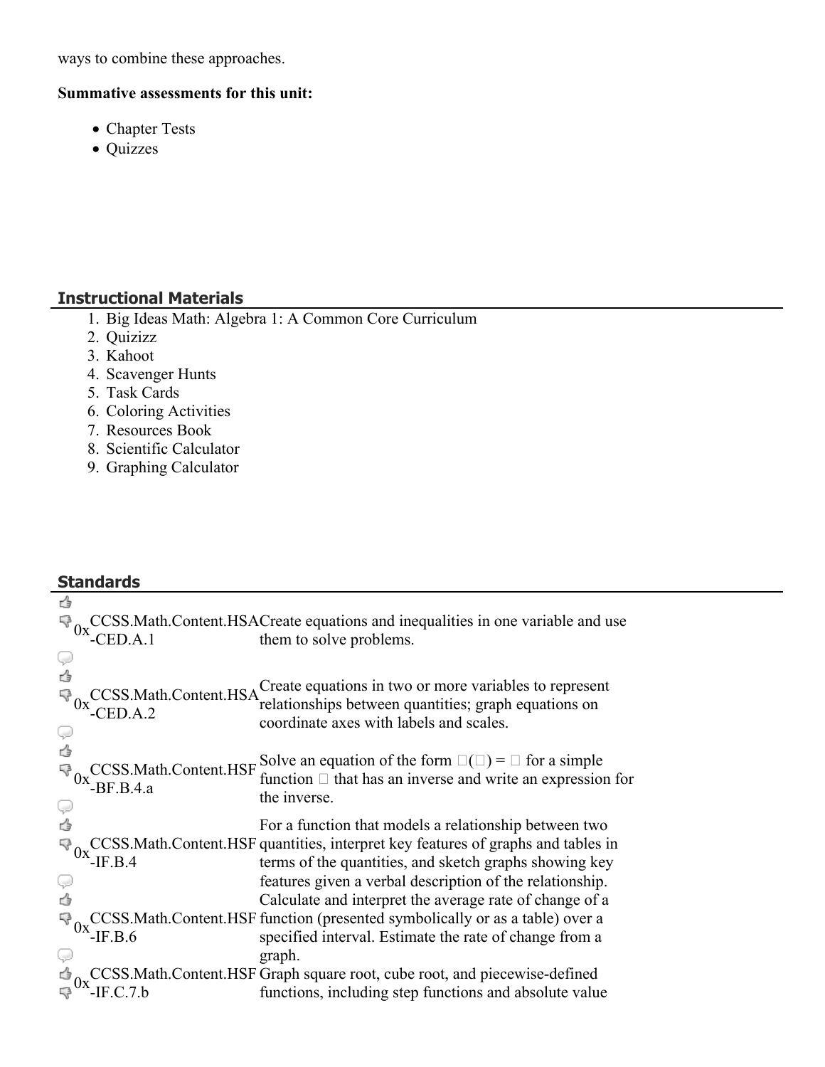ways to combine these approaches.

**Summative assessments for this unit:**

- Chapter Tests
- Quizzes

## Instructional Materials

1. Big Ideas Math: Algebra 1: A Common Core Curriculum
2. Quizizz
3. Kahoot
4. Scavenger Hunts
5. Task Cards
6. Coloring Activities
7. Resources Book
8. Scientific Calculator
9. Graphing Calculator

## Standards

| | |
|---|---|
| CCSS.Math.Content.HSA-CED.A.1 | Create equations and inequalities in one variable and use them to solve problems. |
| CCSS.Math.Content.HSA-CED.A.2 | Create equations in two or more variables to represent relationships between quantities; graph equations on coordinate axes with labels and scales. |
| CCSS.Math.Content.HSF-BF.B.4.a | Solve an equation of the form $f(x) = c$ for a simple function $f$ that has an inverse and write an expression for the inverse. |
| CCSS.Math.Content.HSF-IF.B.4 | For a function that models a relationship between two quantities, interpret key features of graphs and tables in terms of the quantities, and sketch graphs showing key features given a verbal description of the relationship. |
| CCSS.Math.Content.HSF-IF.B.6 | Calculate and interpret the average rate of change of a function (presented symbolically or as a table) over a specified interval. Estimate the rate of change from a graph. |
| CCSS.Math.Content.HSF-IF.C.7.b | Graph square root, cube root, and piecewise-defined functions, including step functions and absolute value |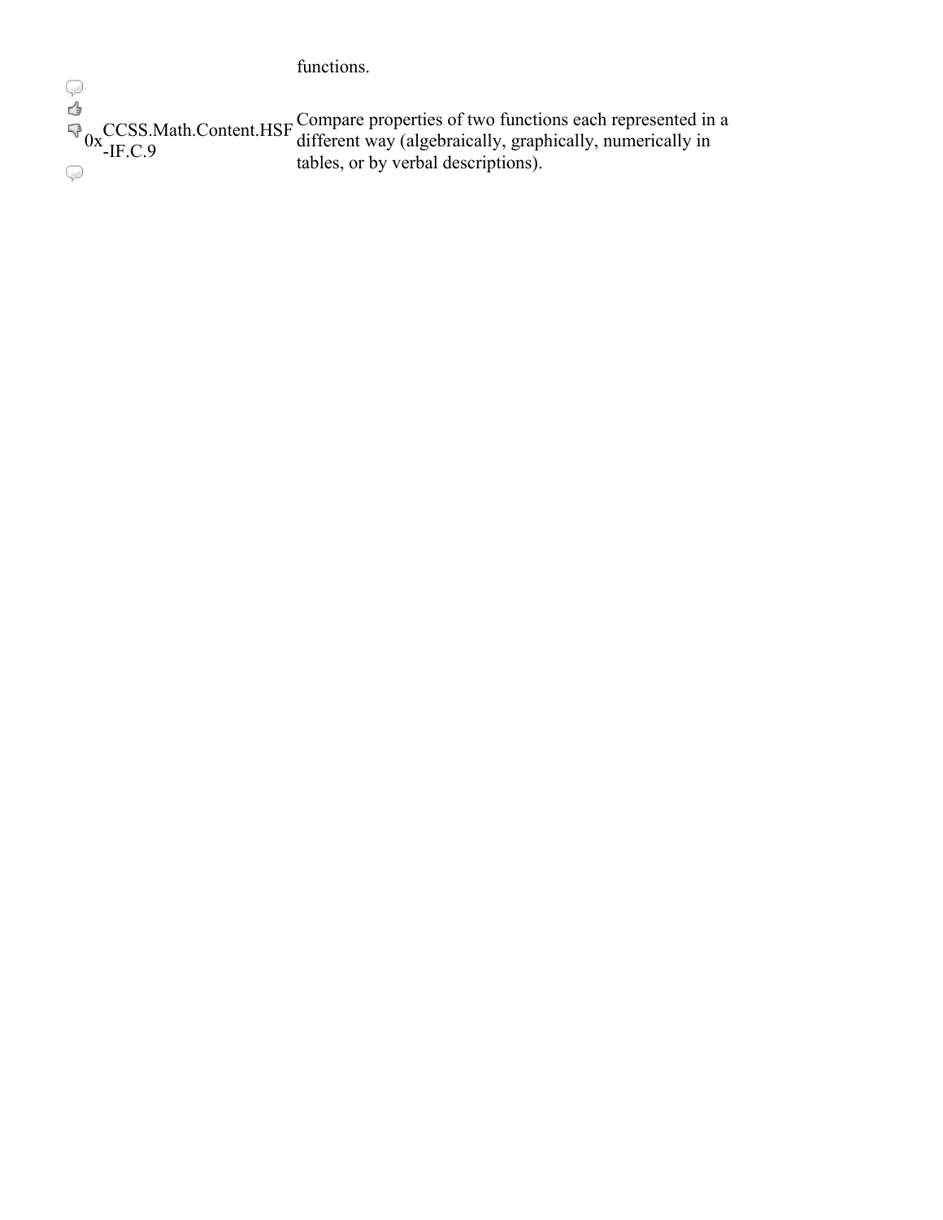| | | |
|---|---|---|
| | | functions. |
| 0x | CCSS.Math.Content.HSF-IF.C.9 | Compare properties of two functions each represented in a different way (algebraically, graphically, numerically in tables, or by verbal descriptions). |